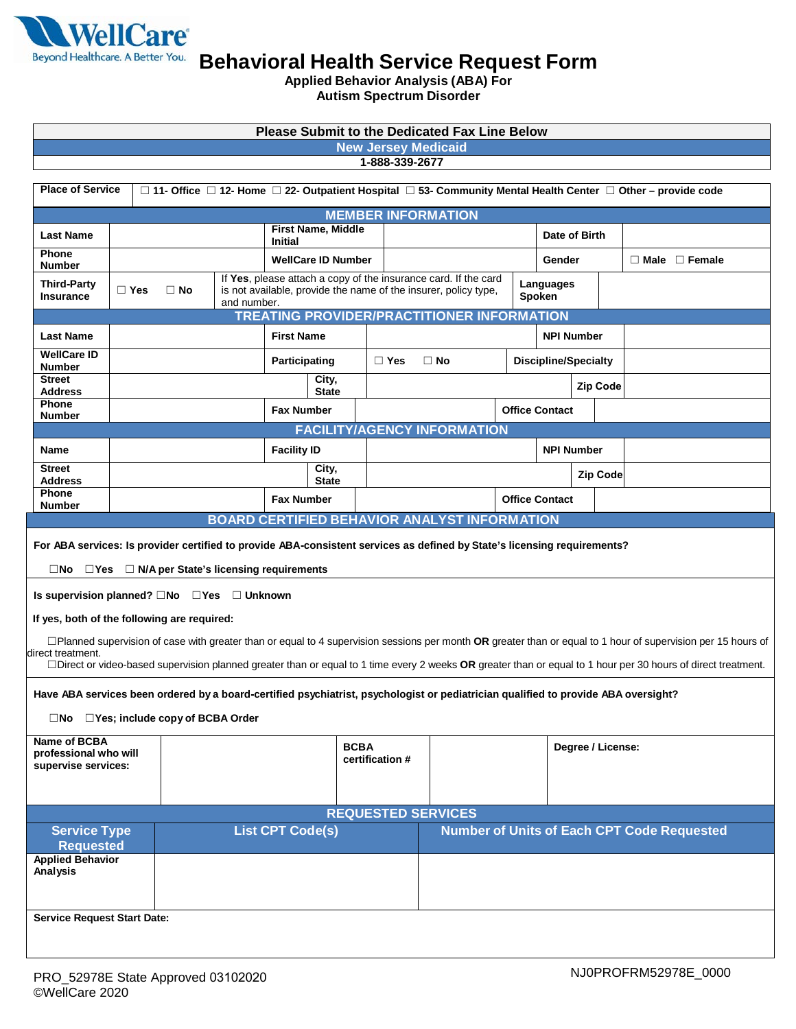WellCare
Beyond Healthcare. A Better You.

# Behavioral Health Service Request Form

**Applied Behavior Analysis (ABA) For Autism Spectrum Disorder**

| Please Submit to the Dedicated Fax Line Below |
|---|
| **New Jersey Medicaid** |
| **1-888-339-2677** |

| **Place of Service** | ☐ 11- Office ☐ 12- Home ☐ 22- Outpatient Hospital ☐ 53- Community Mental Health Center ☐ Other – provide code |
|---|---|

## MEMBER INFORMATION

| | | | | | |
|---|---|---|---|---|---|
| **Last Name** | | **First Name, Middle Initial** | | **Date of Birth** | |
| **Phone Number** | | **WellCare ID Number** | | **Gender** | ☐ Male ☐ Female |
| **Third-Party Insurance** | ☐ Yes ☐ No | If **Yes**, please attach a copy of the insurance card. If the card is not available, provide the name of the insurer, policy type, and number. | | **Languages Spoken** | |

## TREATING PROVIDER/PRACTITIONER INFORMATION

| | | | | | |
|---|---|---|---|---|---|
| **Last Name** | | **First Name** | | **NPI Number** | |
| **WellCare ID Number** | | **Participating** | ☐ Yes ☐ No | **Discipline/Specialty** | |
| **Street Address** | | **City, State** | | **Zip Code** | |
| **Phone Number** | | **Fax Number** | | **Office Contact** | |

## FACILITY/AGENCY INFORMATION

| | | | | | |
|---|---|---|---|---|---|
| **Name** | | **Facility ID** | | **NPI Number** | |
| **Street Address** | | **City, State** | | **Zip Code** | |
| **Phone Number** | | **Fax Number** | | **Office Contact** | |

## BOARD CERTIFIED BEHAVIOR ANALYST INFORMATION

**For ABA services: Is provider certified to provide ABA-consistent services as defined by State's licensing requirements?**

☐No ☐Yes ☐ N/A per State's licensing requirements

**Is supervision planned?** ☐No ☐Yes ☐ Unknown

**If yes, both of the following are required:**

☐Planned supervision of case with greater than or equal to 4 supervision sessions per month **OR** greater than or equal to 1 hour of supervision per 15 hours of direct treatment.

☐Direct or video-based supervision planned greater than or equal to 1 time every 2 weeks **OR** greater than or equal to 1 hour per 30 hours of direct treatment.

**Have ABA services been ordered by a board-certified psychiatrist, psychologist or pediatrician qualified to provide ABA oversight?**

☐No ☐Yes; include copy of BCBA Order

| **Name of BCBA professional who will supervise services:** | | **BCBA certification #** | | **Degree / License:** |
|---|---|---|---|---|

## REQUESTED SERVICES

| Service Type Requested | List CPT Code(s) | Number of Units of Each CPT Code Requested |
|---|---|---|
| **Applied Behavior Analysis** | | |

**Service Request Start Date:**

PRO_52978E State Approved 03102020
©WellCare 2020

NJ0PROFRM52978E_0000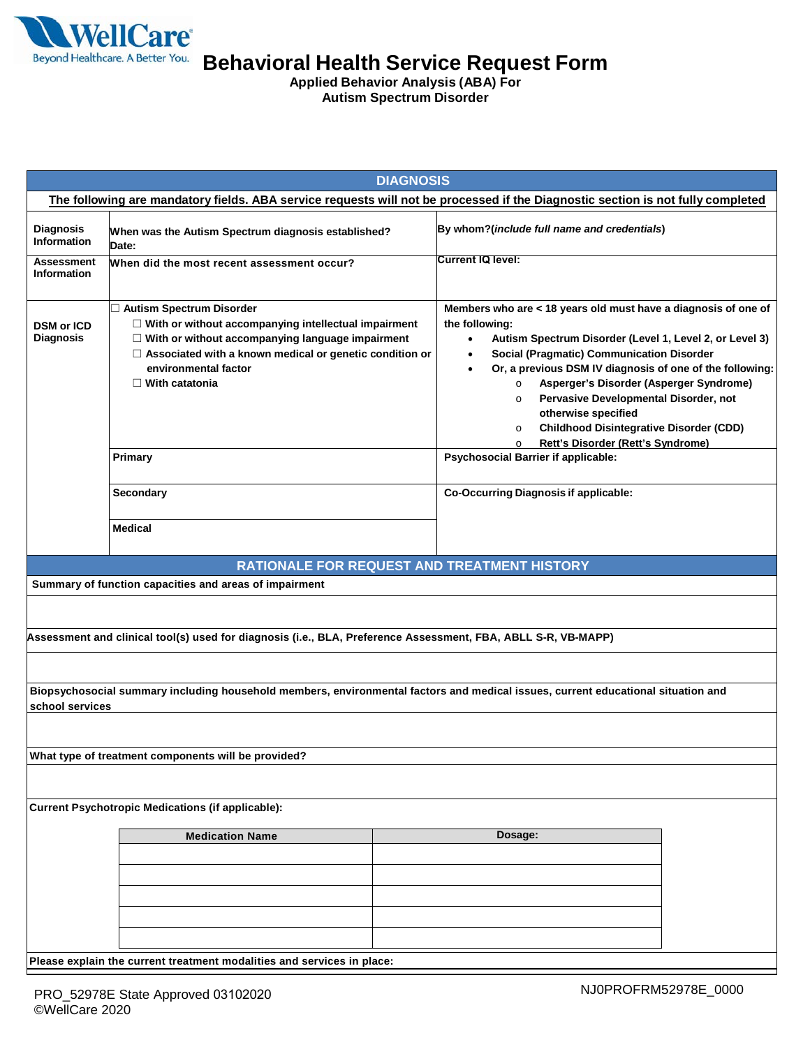WellCare
Beyond Healthcare. A Better You.

# Behavioral Health Service Request Form

**Applied Behavior Analysis (ABA) For Autism Spectrum Disorder**

## DIAGNOSIS

**The following are mandatory fields. ABA service requests will not be processed if the Diagnostic section is not fully completed**

| | | |
|---|---|---|
| **Diagnosis Information** | **When was the Autism Spectrum diagnosis established?** **Date:** | **By whom?(*include full name and credentials*)** |
| **Assessment Information** | **When did the most recent assessment occur?** | **Current IQ level:** |
| **DSM or ICD Diagnosis** | ☐ **Autism Spectrum Disorder**<br>☐ **With or without accompanying intellectual impairment**<br>☐ **With or without accompanying language impairment**<br>☐ **Associated with a known medical or genetic condition or environmental factor**<br>☐ **With catatonia** | **Members who are < 18 years old must have a diagnosis of one of the following:**<br>• **Autism Spectrum Disorder (Level 1, Level 2, or Level 3)**<br>• **Social (Pragmatic) Communication Disorder**<br>• **Or, a previous DSM IV diagnosis of one of the following:**<br>o **Asperger's Disorder (Asperger Syndrome)**<br>o **Pervasive Developmental Disorder, not otherwise specified**<br>o **Childhood Disintegrative Disorder (CDD)**<br>o **Rett's Disorder (Rett's Syndrome)** |
| | **Primary** | **Psychosocial Barrier if applicable:** |
| | **Secondary** | **Co-Occurring Diagnosis if applicable:** |
| | **Medical** | |

## RATIONALE FOR REQUEST AND TREATMENT HISTORY

**Summary of function capacities and areas of impairment**

**Assessment and clinical tool(s) used for diagnosis (i.e., BLA, Preference Assessment, FBA, ABLL S-R, VB-MAPP)**

**Biopsychosocial summary including household members, environmental factors and medical issues, current educational situation and school services**

**What type of treatment components will be provided?**

**Current Psychotropic Medications (if applicable):**

| Medication Name | Dosage: |
|---|---|
| | |
| | |
| | |
| | |
| | |

**Please explain the current treatment modalities and services in place:**

PRO_52978E State Approved 03102020
©WellCare 2020

NJ0PROFRM52978E_0000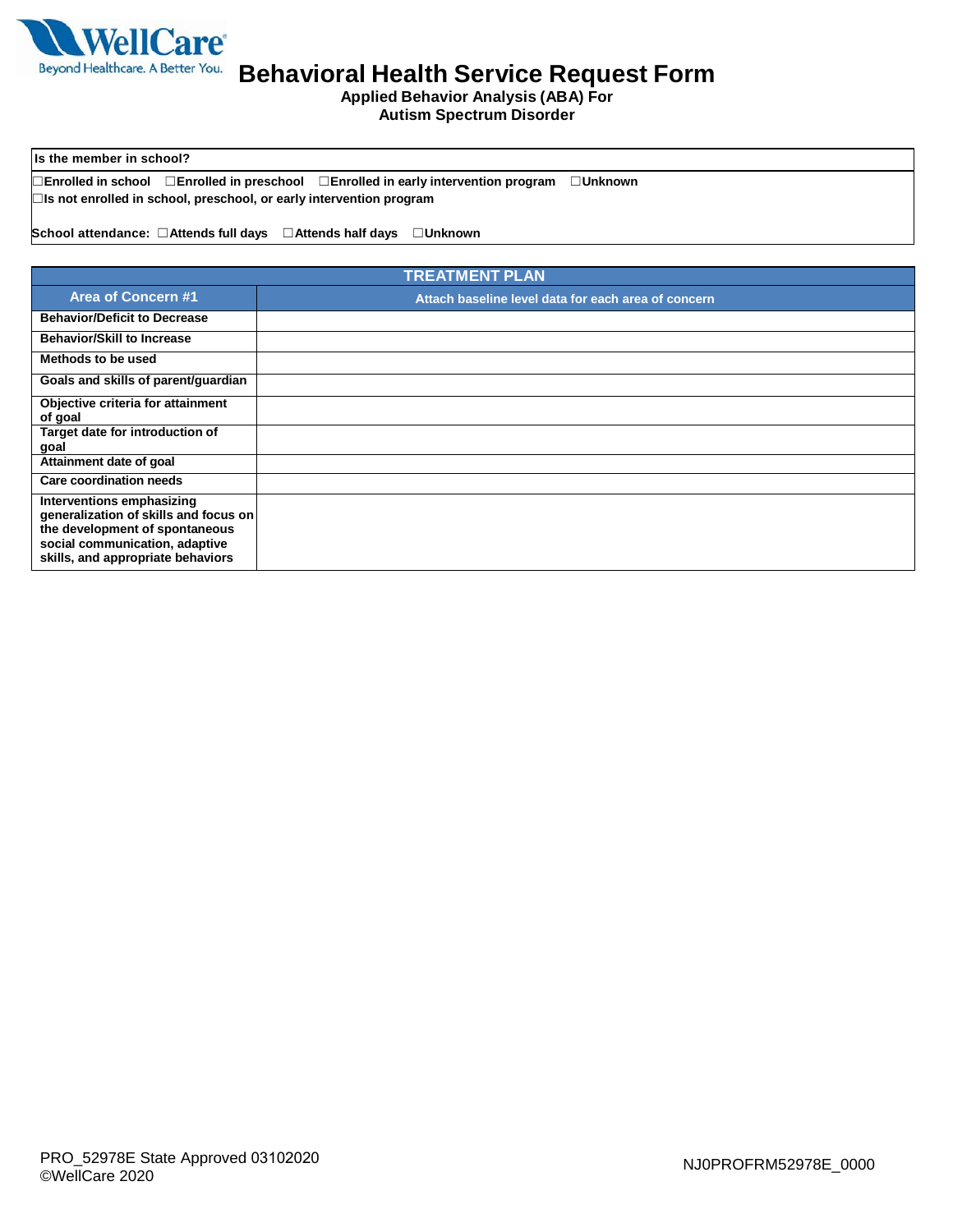# Behavioral Health Service Request Form

**Applied Behavior Analysis (ABA) For Autism Spectrum Disorder**

| Is the member in school? |
|---|
| ☐Enrolled in school ☐Enrolled in preschool ☐Enrolled in early intervention program ☐Unknown<br>☐Is not enrolled in school, preschool, or early intervention program<br><br>School attendance: ☐Attends full days ☐Attends half days ☐Unknown |

| TREATMENT PLAN | |
|---|---|
| **Area of Concern #1** | **Attach baseline level data for each area of concern** |
| **Behavior/Deficit to Decrease** | |
| **Behavior/Skill to Increase** | |
| **Methods to be used** | |
| **Goals and skills of parent/guardian** | |
| **Objective criteria for attainment of goal** | |
| **Target date for introduction of goal** | |
| **Attainment date of goal** | |
| **Care coordination needs** | |
| **Interventions emphasizing generalization of skills and focus on the development of spontaneous social communication, adaptive skills, and appropriate behaviors** | |

PRO_52978E State Approved 03102020
©WellCare 2020

NJ0PROFRM52978E_0000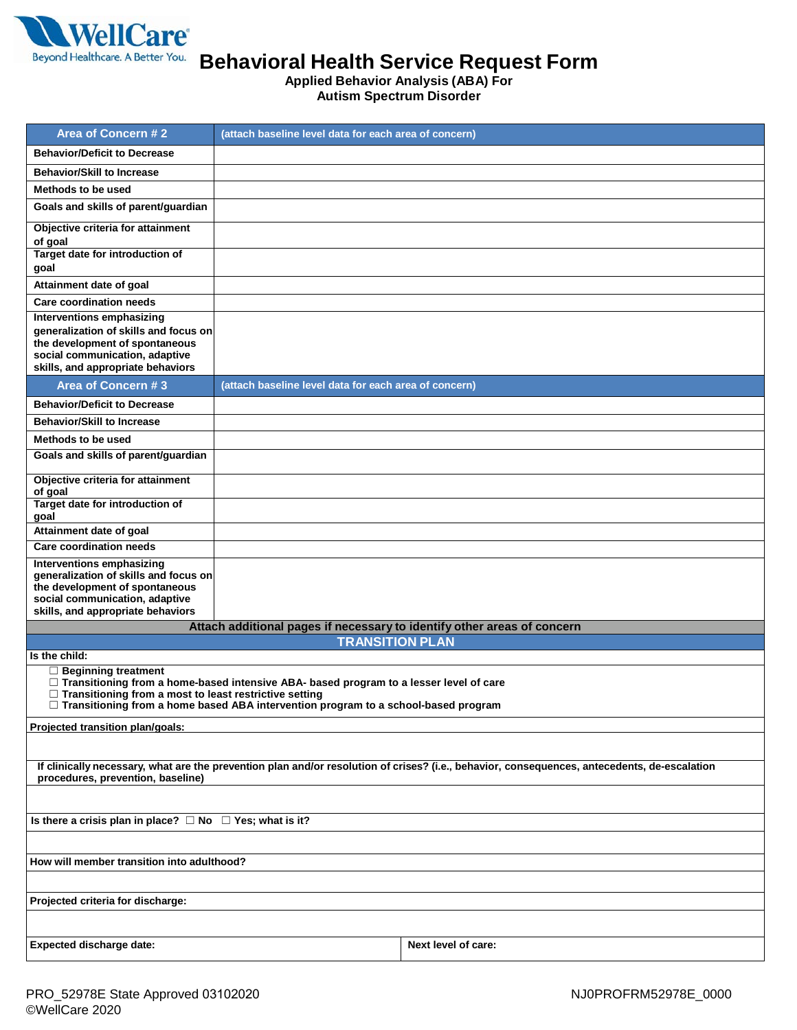# Behavioral Health Service Request Form

**Applied Behavior Analysis (ABA) For Autism Spectrum Disorder**

| Area of Concern # 2 | (attach baseline level data for each area of concern) |
|---|---|
| **Behavior/Deficit to Decrease** | |
| **Behavior/Skill to Increase** | |
| **Methods to be used** | |
| **Goals and skills of parent/guardian** | |
| **Objective criteria for attainment of goal** | |
| **Target date for introduction of goal** | |
| **Attainment date of goal** | |
| **Care coordination needs** | |
| **Interventions emphasizing generalization of skills and focus on the development of spontaneous social communication, adaptive skills, and appropriate behaviors** | |
| **Area of Concern # 3** | **(attach baseline level data for each area of concern)** |
| **Behavior/Deficit to Decrease** | |
| **Behavior/Skill to Increase** | |
| **Methods to be used** | |
| **Goals and skills of parent/guardian** | |
| **Objective criteria for attainment of goal** | |
| **Target date for introduction of goal** | |
| **Attainment date of goal** | |
| **Care coordination needs** | |
| **Interventions emphasizing generalization of skills and focus on the development of spontaneous social communication, adaptive skills, and appropriate behaviors** | |

**Attach additional pages if necessary to identify other areas of concern**

## TRANSITION PLAN

**Is the child:**

- ☐ **Beginning treatment**
- ☐ **Transitioning from a home-based intensive ABA- based program to a lesser level of care**
- ☐ **Transitioning from a most to least restrictive setting**
- ☐ **Transitioning from a home based ABA intervention program to a school-based program**

**Projected transition plan/goals:**

**If clinically necessary, what are the prevention plan and/or resolution of crises? (i.e., behavior, consequences, antecedents, de-escalation procedures, prevention, baseline)**

**Is there a crisis plan in place?** ☐ **No** ☐ **Yes; what is it?**

**How will member transition into adulthood?**

**Projected criteria for discharge:**

| Expected discharge date: | Next level of care: |
|---|---|
| | |

PRO_52978E State Approved 03102020
©WellCare 2020

NJ0PROFRM52978E_0000